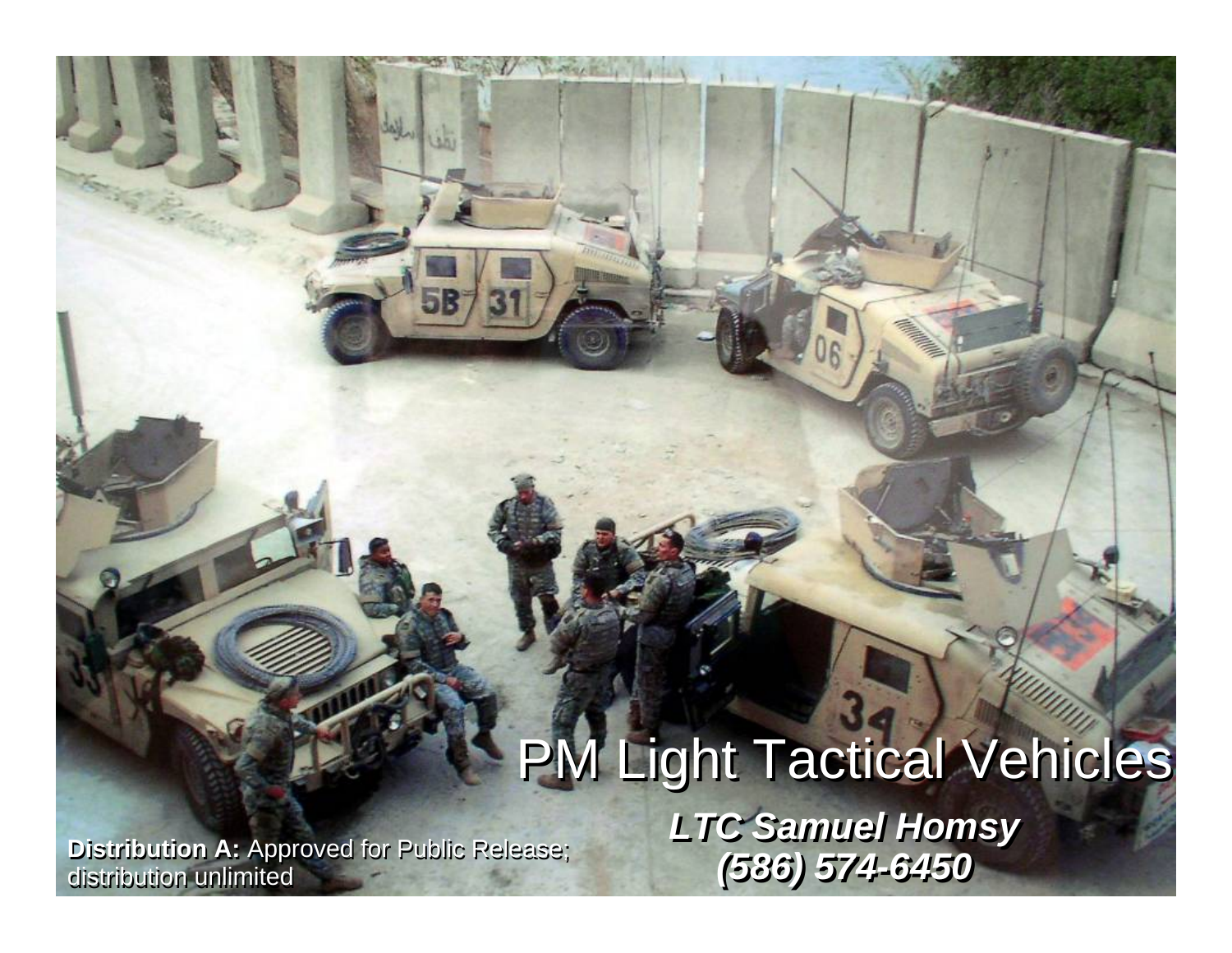# PM Light Tactical Vehicles

***LTC Samuel Homsy***
***(586) 574-6450***

**Distribution A:** Approved for Public Release; distribution unlimited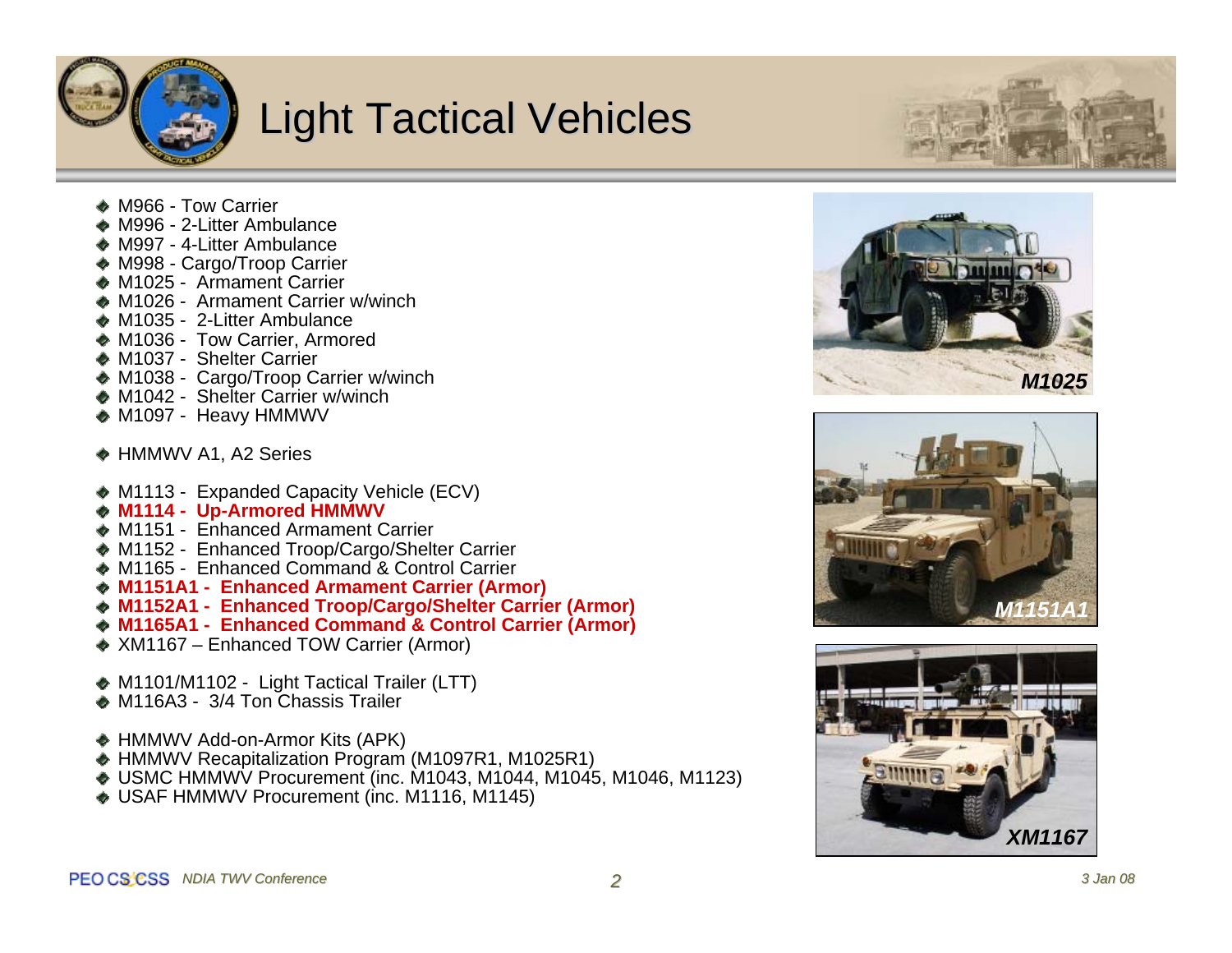# Light Tactical Vehicles

- M966 - Tow Carrier
- M996 - 2-Litter Ambulance
- M997 - 4-Litter Ambulance
- M998 - Cargo/Troop Carrier
- M1025 - Armament Carrier
- M1026 - Armament Carrier w/winch
- M1035 - 2-Litter Ambulance
- M1036 - Tow Carrier, Armored
- M1037 - Shelter Carrier
- M1038 - Cargo/Troop Carrier w/winch
- M1042 - Shelter Carrier w/winch
- M1097 - Heavy HMMWV

- HMMWV A1, A2 Series

- M1113 - Expanded Capacity Vehicle (ECV)
- **M1114 - Up-Armored HMMWV**
- M1151 - Enhanced Armament Carrier
- M1152 - Enhanced Troop/Cargo/Shelter Carrier
- M1165 - Enhanced Command & Control Carrier
- **M1151A1 - Enhanced Armament Carrier (Armor)**
- **M1152A1 - Enhanced Troop/Cargo/Shelter Carrier (Armor)**
- **M1165A1 - Enhanced Command & Control Carrier (Armor)**
- XM1167 – Enhanced TOW Carrier (Armor)

- M1101/M1102 - Light Tactical Trailer (LTT)
- M116A3 - 3/4 Ton Chassis Trailer

- HMMWV Add-on-Armor Kits (APK)
- HMMWV Recapitalization Program (M1097R1, M1025R1)
- USMC HMMWV Procurement (inc. M1043, M1044, M1045, M1046, M1123)
- USAF HMMWV Procurement (inc. M1116, M1145)

*M1025*

*M1151A1*

*XM1167*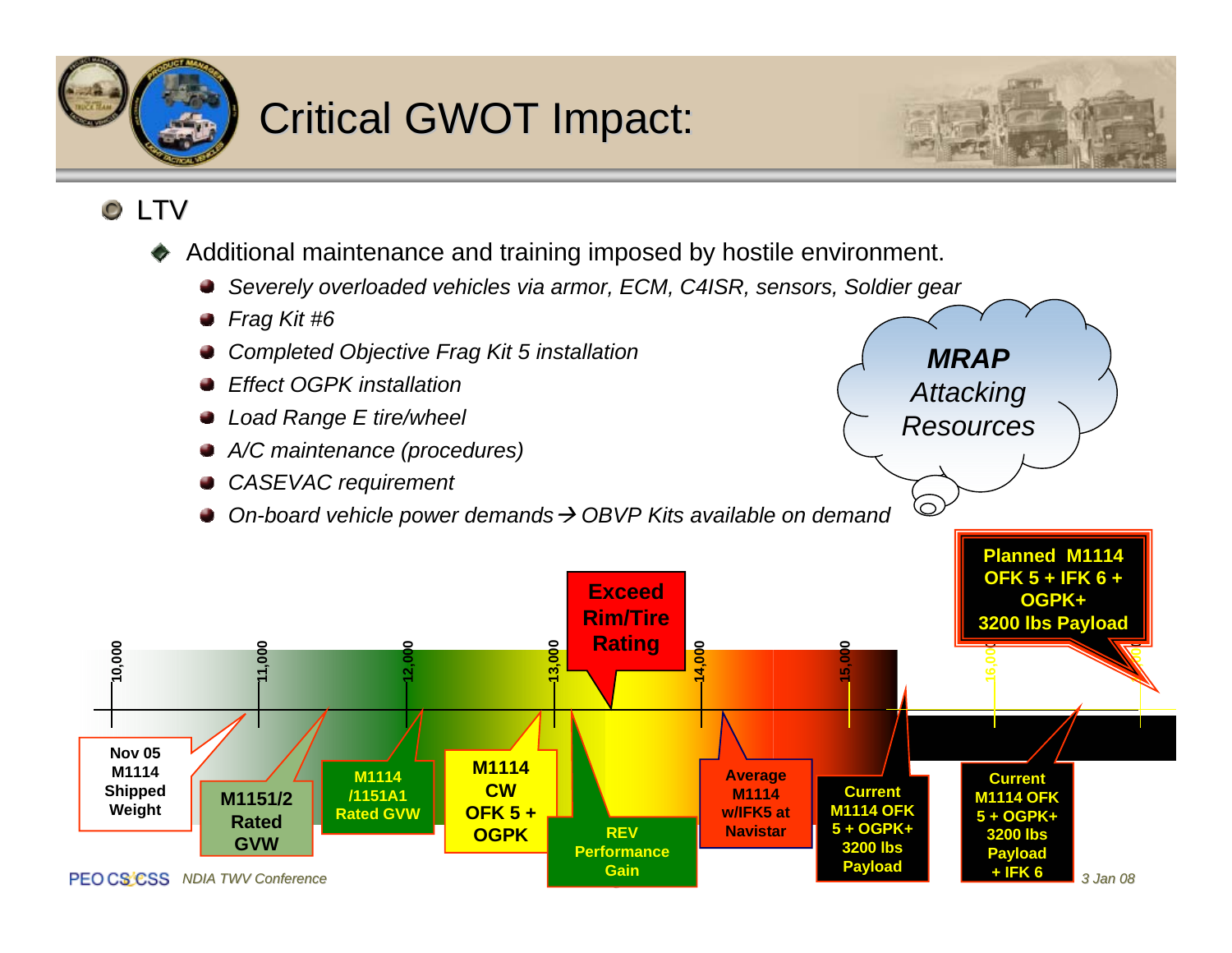# Critical GWOT Impact:

- LTV
  - Additional maintenance and training imposed by hostile environment.
    - *Severely overloaded vehicles via armor, ECM, C4ISR, sensors, Soldier gear*
    - *Frag Kit #6*
    - *Completed Objective Frag Kit 5 installation*
    - *Effect OGPK installation*
    - *Load Range E tire/wheel*
    - *A/C maintenance (procedures)*
    - *CASEVAC requirement*
    - *On-board vehicle power demands → OBVP Kits available on demand*

***MRAP*** *Attacking Resources*

10,000 | 11,000 | 12,000 | 13,000 | 14,000 | 15,000 | 16,000

**Exceed Rim/Tire Rating**

**Planned M1114 OFK 5 + IFK 6 + OGPK+ 3200 lbs Payload**

**Nov 05 M1114 Shipped Weight**

**M1151/2 Rated GVW**

**M1114 /1151A1 Rated GVW**

**M1114 CW OFK 5 + OGPK**

**REV Performance Gain**

**Average M1114 w/IFK5 at Navistar**

**Current M1114 OFK 5 + OGPK+ 3200 lbs Payload**

**Current M1114 OFK 5 + OGPK+ 3200 lbs Payload + IFK 6**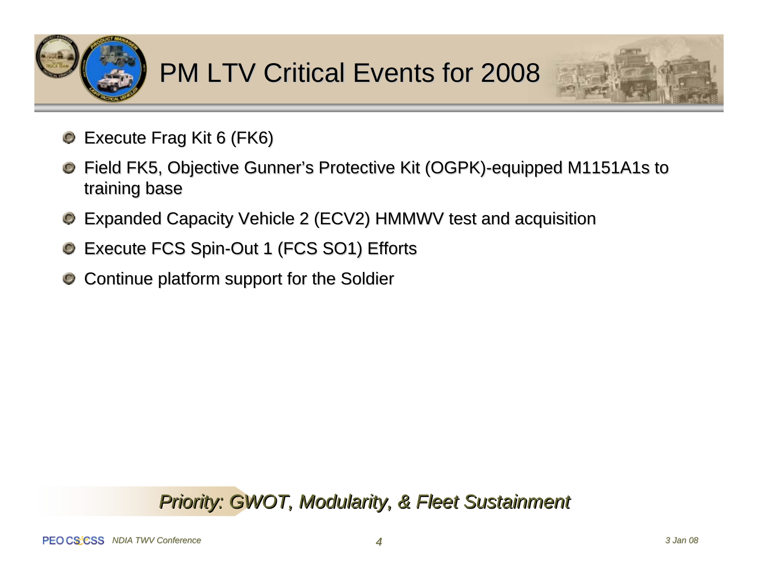# PM LTV Critical Events for 2008

- Execute Frag Kit 6 (FK6)
- Field FK5, Objective Gunner's Protective Kit (OGPK)-equipped M1151A1s to training base
- Expanded Capacity Vehicle 2 (ECV2) HMMWV test and acquisition
- Execute FCS Spin-Out 1 (FCS SO1) Efforts
- Continue platform support for the Soldier

***Priority: GWOT, Modularity, & Fleet Sustainment***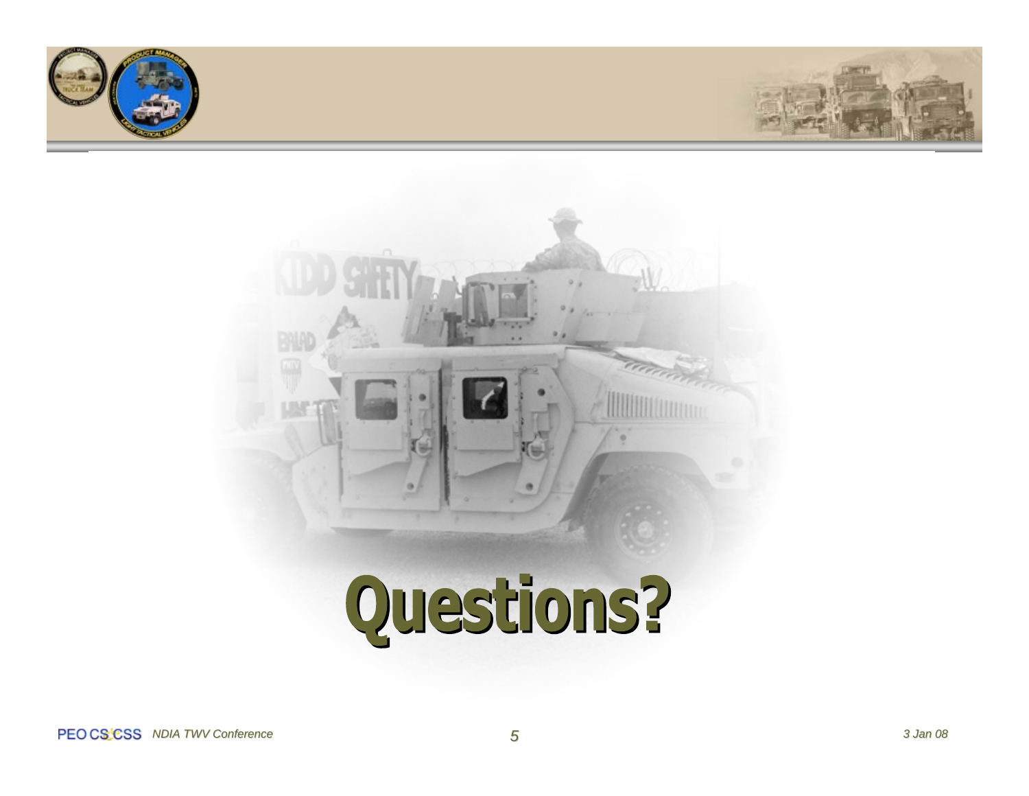# Questions?